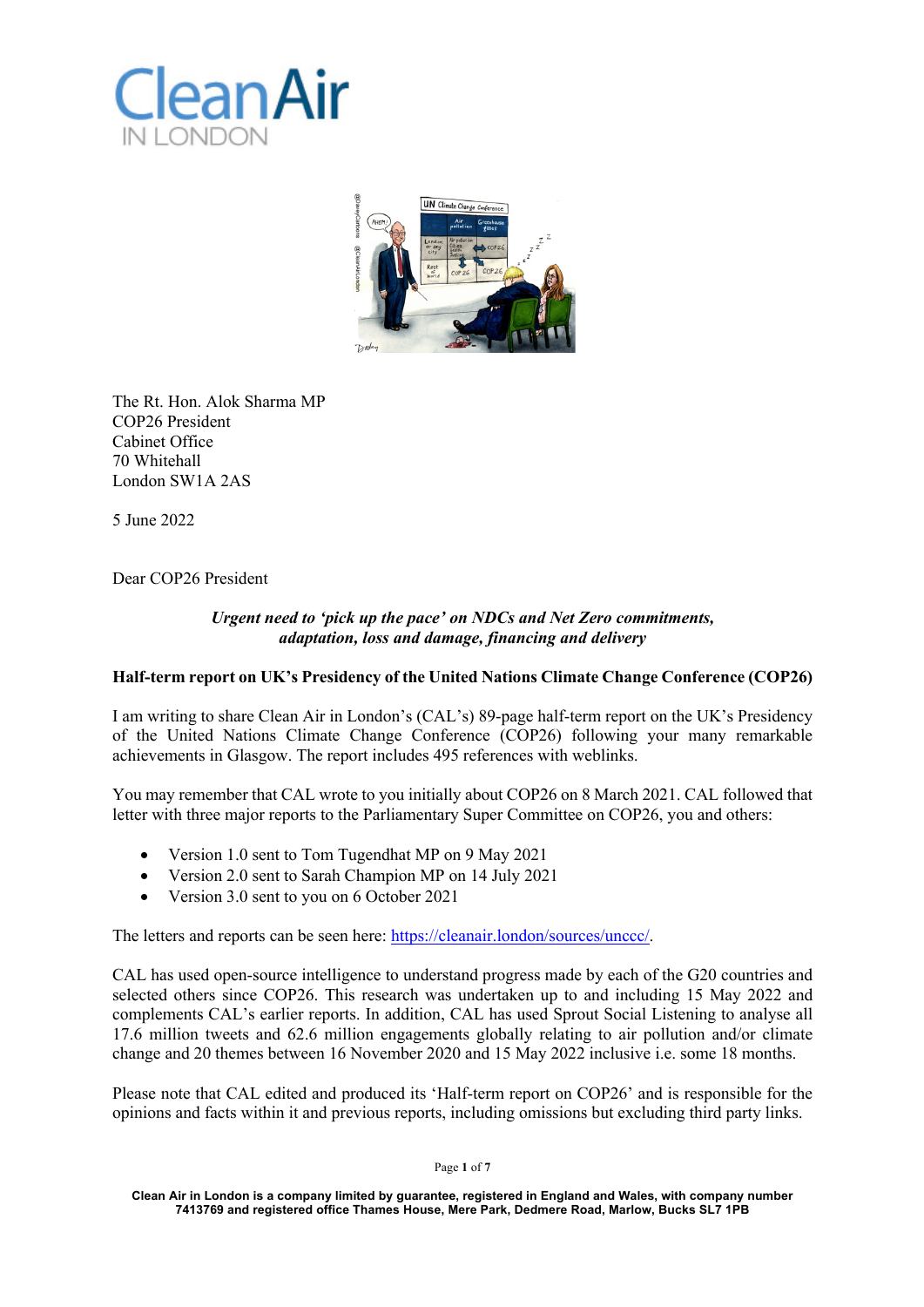Clean Air
IN LONDON

The Rt. Hon. Alok Sharma MP
COP26 President
Cabinet Office
70 Whitehall
London SW1A 2AS

5 June 2022

Dear COP26 President

***Urgent need to 'pick up the pace' on NDCs and Net Zero commitments, adaptation, loss and damage, financing and delivery***

**Half-term report on UK's Presidency of the United Nations Climate Change Conference (COP26)**

I am writing to share Clean Air in London's (CAL's) 89-page half-term report on the UK's Presidency of the United Nations Climate Change Conference (COP26) following your many remarkable achievements in Glasgow. The report includes 495 references with weblinks.

You may remember that CAL wrote to you initially about COP26 on 8 March 2021. CAL followed that letter with three major reports to the Parliamentary Super Committee on COP26, you and others:

- Version 1.0 sent to Tom Tugendhat MP on 9 May 2021
- Version 2.0 sent to Sarah Champion MP on 14 July 2021
- Version 3.0 sent to you on 6 October 2021

The letters and reports can be seen here: https://cleanair.london/sources/unccc/.

CAL has used open-source intelligence to understand progress made by each of the G20 countries and selected others since COP26. This research was undertaken up to and including 15 May 2022 and complements CAL's earlier reports. In addition, CAL has used Sprout Social Listening to analyse all 17.6 million tweets and 62.6 million engagements globally relating to air pollution and/or climate change and 20 themes between 16 November 2020 and 15 May 2022 inclusive i.e. some 18 months.

Please note that CAL edited and produced its 'Half-term report on COP26' and is responsible for the opinions and facts within it and previous reports, including omissions but excluding third party links.

Clean Air in London is a company limited by guarantee, registered in England and Wales, with company number 7413769 and registered office Thames House, Mere Park, Dedmere Road, Marlow, Bucks SL7 1PB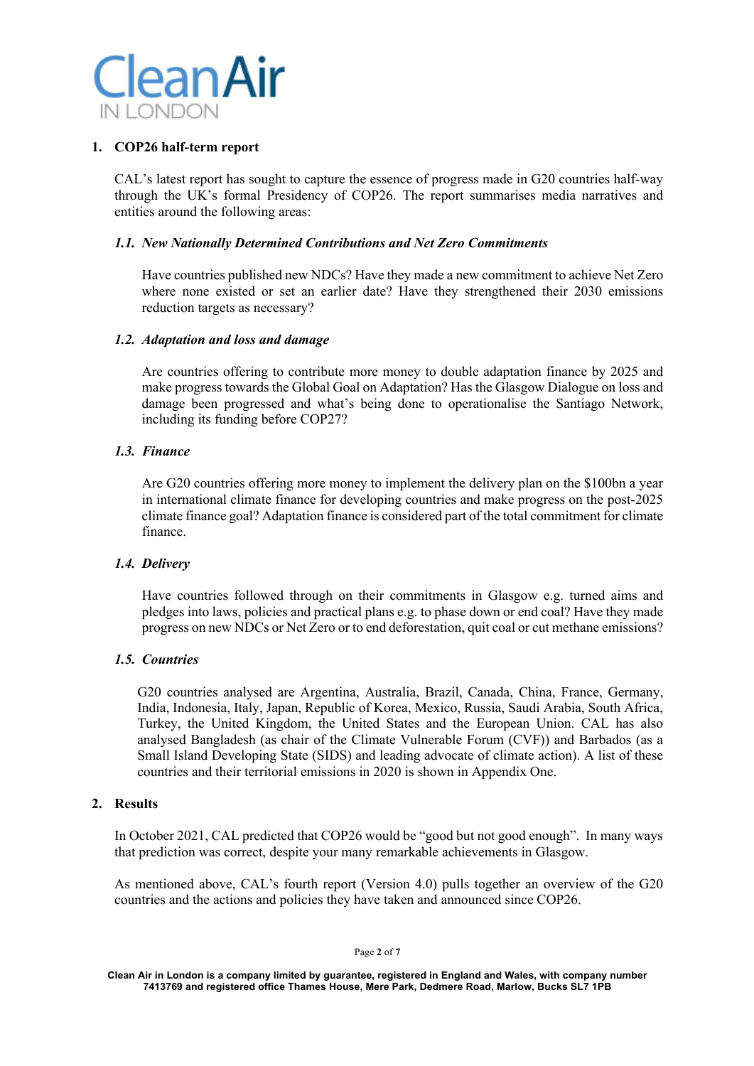Clean Air
IN LONDON

## 1. COP26 half-term report

CAL's latest report has sought to capture the essence of progress made in G20 countries half-way through the UK's formal Presidency of COP26. The report summarises media narratives and entities around the following areas:

### *1.1. New Nationally Determined Contributions and Net Zero Commitments*

Have countries published new NDCs? Have they made a new commitment to achieve Net Zero where none existed or set an earlier date? Have they strengthened their 2030 emissions reduction targets as necessary?

### *1.2. Adaptation and loss and damage*

Are countries offering to contribute more money to double adaptation finance by 2025 and make progress towards the Global Goal on Adaptation? Has the Glasgow Dialogue on loss and damage been progressed and what's being done to operationalise the Santiago Network, including its funding before COP27?

### *1.3. Finance*

Are G20 countries offering more money to implement the delivery plan on the $100bn a year in international climate finance for developing countries and make progress on the post-2025 climate finance goal? Adaptation finance is considered part of the total commitment for climate finance.

### *1.4. Delivery*

Have countries followed through on their commitments in Glasgow e.g. turned aims and pledges into laws, policies and practical plans e.g. to phase down or end coal? Have they made progress on new NDCs or Net Zero or to end deforestation, quit coal or cut methane emissions?

### *1.5. Countries*

G20 countries analysed are Argentina, Australia, Brazil, Canada, China, France, Germany, India, Indonesia, Italy, Japan, Republic of Korea, Mexico, Russia, Saudi Arabia, South Africa, Turkey, the United Kingdom, the United States and the European Union. CAL has also analysed Bangladesh (as chair of the Climate Vulnerable Forum (CVF)) and Barbados (as a Small Island Developing State (SIDS) and leading advocate of climate action). A list of these countries and their territorial emissions in 2020 is shown in Appendix One.

## 2. Results

In October 2021, CAL predicted that COP26 would be "good but not good enough". In many ways that prediction was correct, despite your many remarkable achievements in Glasgow.

As mentioned above, CAL's fourth report (Version 4.0) pulls together an overview of the G20 countries and the actions and policies they have taken and announced since COP26.

Clean Air in London is a company limited by guarantee, registered in England and Wales, with company number 7413769 and registered office Thames House, Mere Park, Dedmere Road, Marlow, Bucks SL7 1PB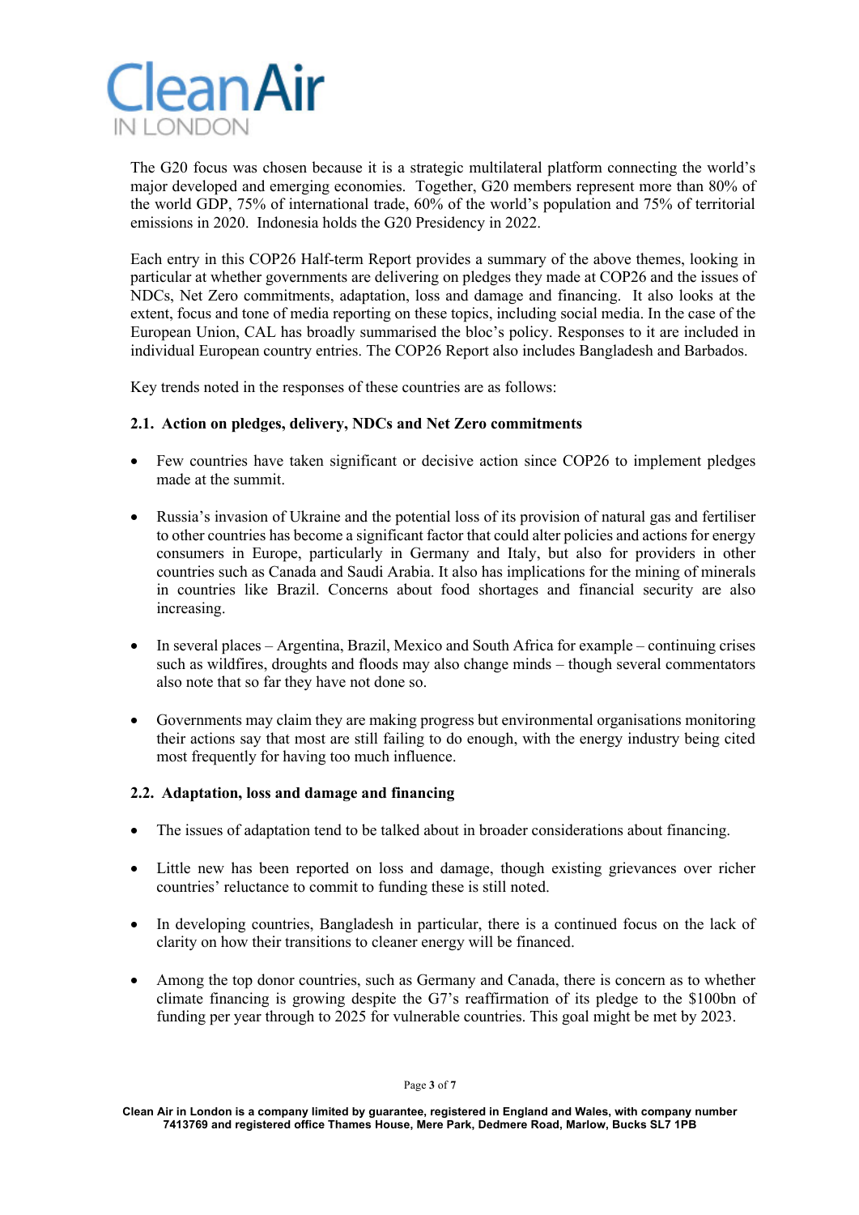The G20 focus was chosen because it is a strategic multilateral platform connecting the world's major developed and emerging economies. Together, G20 members represent more than 80% of the world GDP, 75% of international trade, 60% of the world's population and 75% of territorial emissions in 2020. Indonesia holds the G20 Presidency in 2022.

Each entry in this COP26 Half-term Report provides a summary of the above themes, looking in particular at whether governments are delivering on pledges they made at COP26 and the issues of NDCs, Net Zero commitments, adaptation, loss and damage and financing. It also looks at the extent, focus and tone of media reporting on these topics, including social media. In the case of the European Union, CAL has broadly summarised the bloc's policy. Responses to it are included in individual European country entries. The COP26 Report also includes Bangladesh and Barbados.

Key trends noted in the responses of these countries are as follows:

### 2.1. Action on pledges, delivery, NDCs and Net Zero commitments

- Few countries have taken significant or decisive action since COP26 to implement pledges made at the summit.
- Russia's invasion of Ukraine and the potential loss of its provision of natural gas and fertiliser to other countries has become a significant factor that could alter policies and actions for energy consumers in Europe, particularly in Germany and Italy, but also for providers in other countries such as Canada and Saudi Arabia. It also has implications for the mining of minerals in countries like Brazil. Concerns about food shortages and financial security are also increasing.
- In several places – Argentina, Brazil, Mexico and South Africa for example – continuing crises such as wildfires, droughts and floods may also change minds – though several commentators also note that so far they have not done so.
- Governments may claim they are making progress but environmental organisations monitoring their actions say that most are still failing to do enough, with the energy industry being cited most frequently for having too much influence.

### 2.2. Adaptation, loss and damage and financing

- The issues of adaptation tend to be talked about in broader considerations about financing.
- Little new has been reported on loss and damage, though existing grievances over richer countries' reluctance to commit to funding these is still noted.
- In developing countries, Bangladesh in particular, there is a continued focus on the lack of clarity on how their transitions to cleaner energy will be financed.
- Among the top donor countries, such as Germany and Canada, there is concern as to whether climate financing is growing despite the G7's reaffirmation of its pledge to the $100bn of funding per year through to 2025 for vulnerable countries. This goal might be met by 2023.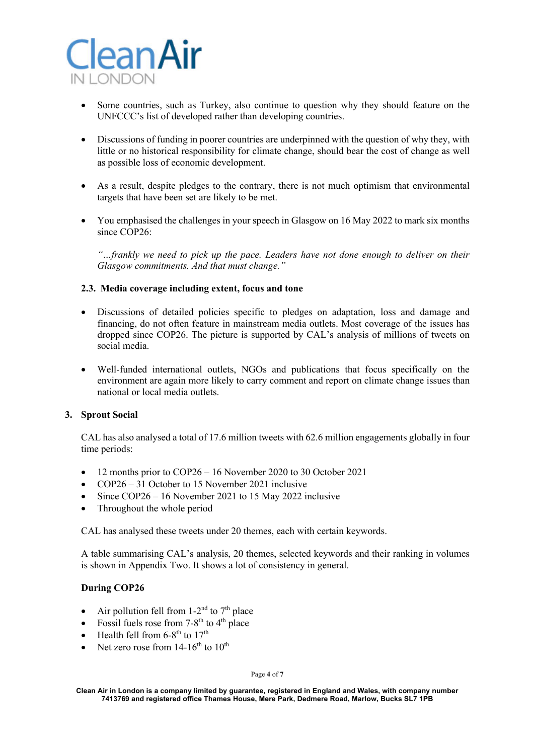- Some countries, such as Turkey, also continue to question why they should feature on the UNFCCC's list of developed rather than developing countries.

- Discussions of funding in poorer countries are underpinned with the question of why they, with little or no historical responsibility for climate change, should bear the cost of change as well as possible loss of economic development.

- As a result, despite pledges to the contrary, there is not much optimism that environmental targets that have been set are likely to be met.

- You emphasised the challenges in your speech in Glasgow on 16 May 2022 to mark six months since COP26:

  *"…frankly we need to pick up the pace. Leaders have not done enough to deliver on their Glasgow commitments. And that must change."*

### 2.3. Media coverage including extent, focus and tone

- Discussions of detailed policies specific to pledges on adaptation, loss and damage and financing, do not often feature in mainstream media outlets. Most coverage of the issues has dropped since COP26. The picture is supported by CAL's analysis of millions of tweets on social media.

- Well-funded international outlets, NGOs and publications that focus specifically on the environment are again more likely to carry comment and report on climate change issues than national or local media outlets.

## 3. Sprout Social

CAL has also analysed a total of 17.6 million tweets with 62.6 million engagements globally in four time periods:

- 12 months prior to COP26 – 16 November 2020 to 30 October 2021
- COP26 – 31 October to 15 November 2021 inclusive
- Since COP26 – 16 November 2021 to 15 May 2022 inclusive
- Throughout the whole period

CAL has analysed these tweets under 20 themes, each with certain keywords.

A table summarising CAL's analysis, 20 themes, selected keywords and their ranking in volumes is shown in Appendix Two. It shows a lot of consistency in general.

**During COP26**

- Air pollution fell from 1-2nd to 7th place
- Fossil fuels rose from 7-8th to 4th place
- Health fell from 6-8th to 17th
- Net zero rose from 14-16th to 10th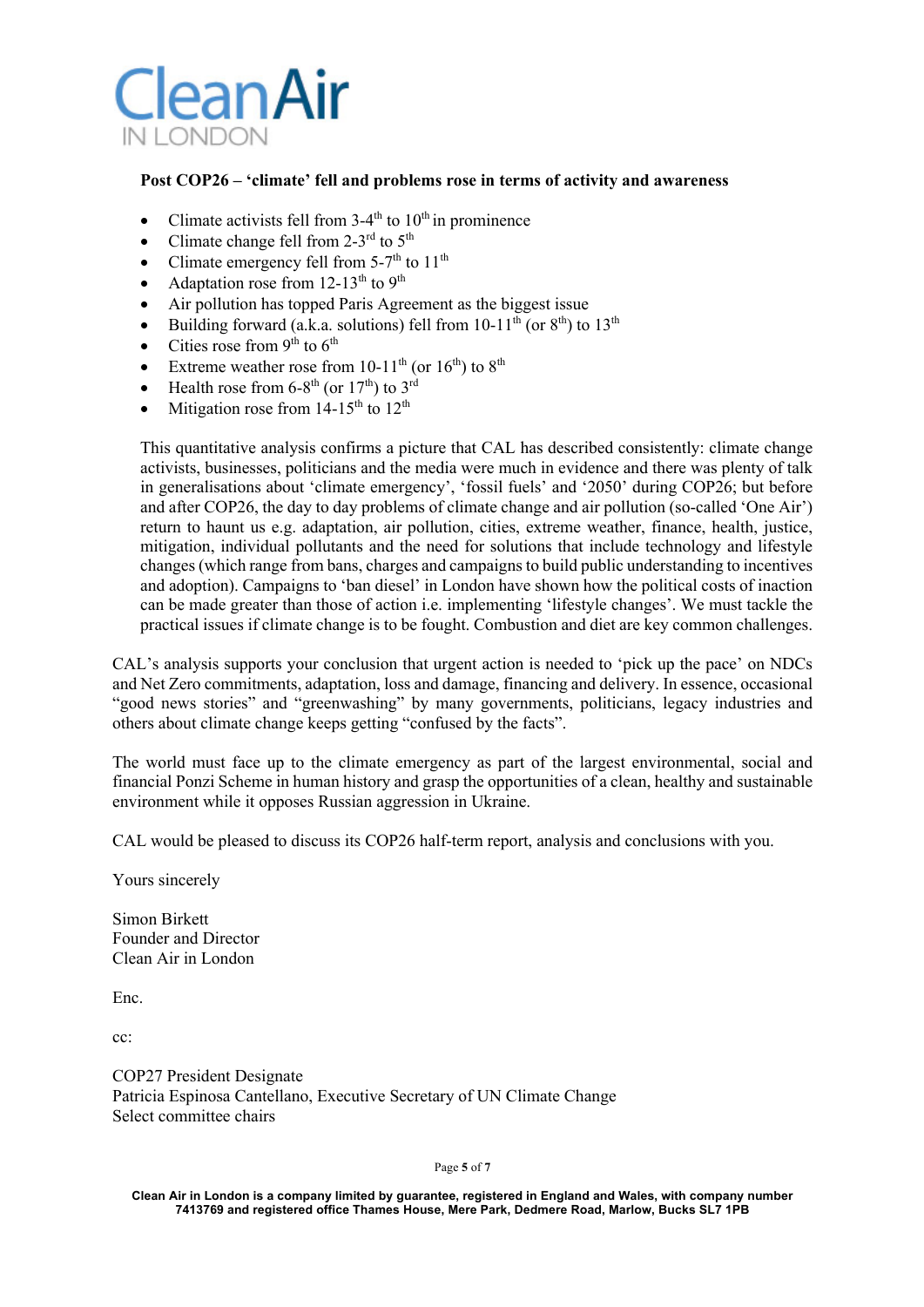# Clean Air IN LONDON

**Post COP26 – 'climate' fell and problems rose in terms of activity and awareness**

- Climate activists fell from 3-4th to 10th in prominence
- Climate change fell from 2-3rd to 5th
- Climate emergency fell from 5-7th to 11th
- Adaptation rose from 12-13th to 9th
- Air pollution has topped Paris Agreement as the biggest issue
- Building forward (a.k.a. solutions) fell from 10-11th (or 8th) to 13th
- Cities rose from 9th to 6th
- Extreme weather rose from 10-11th (or 16th) to 8th
- Health rose from 6-8th (or 17th) to 3rd
- Mitigation rose from 14-15th to 12th

This quantitative analysis confirms a picture that CAL has described consistently: climate change activists, businesses, politicians and the media were much in evidence and there was plenty of talk in generalisations about 'climate emergency', 'fossil fuels' and '2050' during COP26; but before and after COP26, the day to day problems of climate change and air pollution (so-called 'One Air') return to haunt us e.g. adaptation, air pollution, cities, extreme weather, finance, health, justice, mitigation, individual pollutants and the need for solutions that include technology and lifestyle changes (which range from bans, charges and campaigns to build public understanding to incentives and adoption). Campaigns to 'ban diesel' in London have shown how the political costs of inaction can be made greater than those of action i.e. implementing 'lifestyle changes'. We must tackle the practical issues if climate change is to be fought. Combustion and diet are key common challenges.

CAL's analysis supports your conclusion that urgent action is needed to 'pick up the pace' on NDCs and Net Zero commitments, adaptation, loss and damage, financing and delivery. In essence, occasional "good news stories" and "greenwashing" by many governments, politicians, legacy industries and others about climate change keeps getting "confused by the facts".

The world must face up to the climate emergency as part of the largest environmental, social and financial Ponzi Scheme in human history and grasp the opportunities of a clean, healthy and sustainable environment while it opposes Russian aggression in Ukraine.

CAL would be pleased to discuss its COP26 half-term report, analysis and conclusions with you.

Yours sincerely

Simon Birkett
Founder and Director
Clean Air in London

Enc.

cc:

COP27 President Designate
Patricia Espinosa Cantellano, Executive Secretary of UN Climate Change
Select committee chairs

Clean Air in London is a company limited by guarantee, registered in England and Wales, with company number 7413769 and registered office Thames House, Mere Park, Dedmere Road, Marlow, Bucks SL7 1PB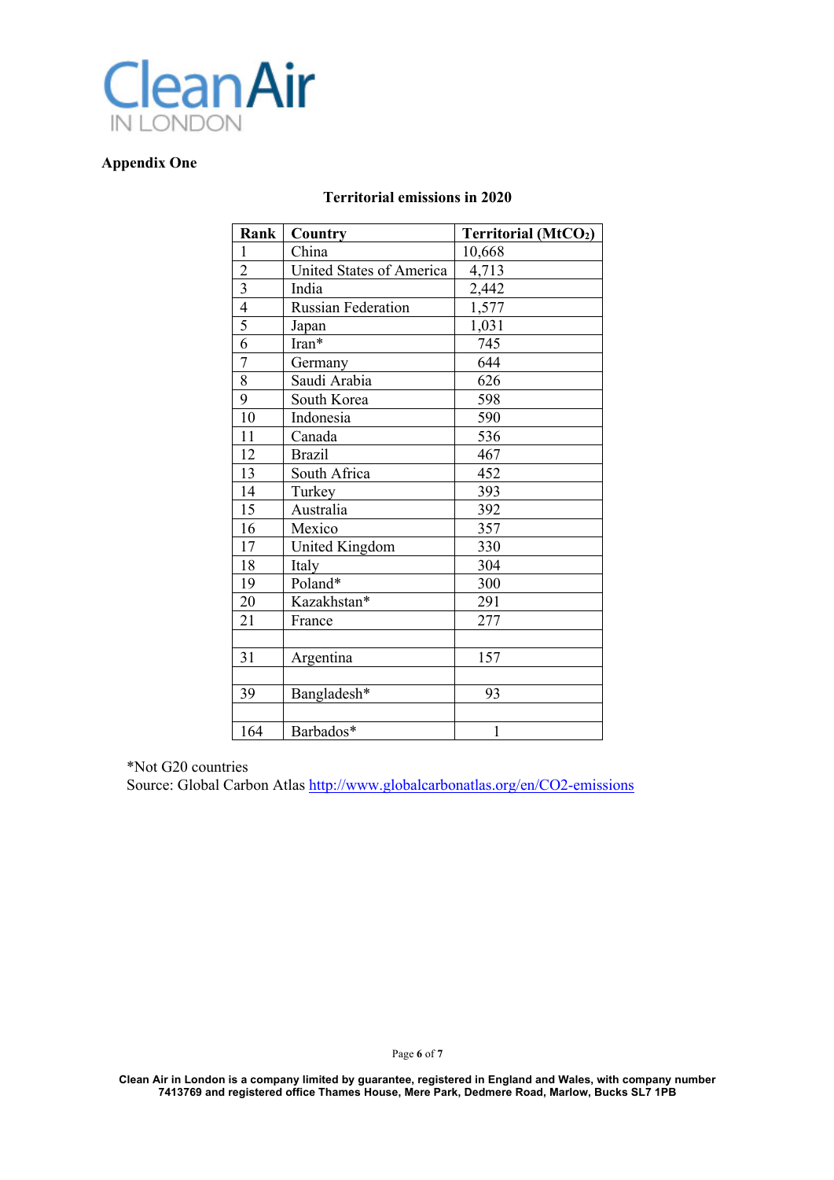**Appendix One**

**Territorial emissions in 2020**

| Rank | Country | Territorial ($MtCO_2$) |
|---|---|---|
| 1 | China | 10,668 |
| 2 | United States of America | 4,713 |
| 3 | India | 2,442 |
| 4 | Russian Federation | 1,577 |
| 5 | Japan | 1,031 |
| 6 | Iran* | 745 |
| 7 | Germany | 644 |
| 8 | Saudi Arabia | 626 |
| 9 | South Korea | 598 |
| 10 | Indonesia | 590 |
| 11 | Canada | 536 |
| 12 | Brazil | 467 |
| 13 | South Africa | 452 |
| 14 | Turkey | 393 |
| 15 | Australia | 392 |
| 16 | Mexico | 357 |
| 17 | United Kingdom | 330 |
| 18 | Italy | 304 |
| 19 | Poland* | 300 |
| 20 | Kazakhstan* | 291 |
| 21 | France | 277 |
| | | |
| 31 | Argentina | 157 |
| | | |
| 39 | Bangladesh* | 93 |
| | | |
| 164 | Barbados* | 1 |

*Not G20 countries
Source: Global Carbon Atlas http://www.globalcarbonatlas.org/en/CO2-emissions

Clean Air in London is a company limited by guarantee, registered in England and Wales, with company number 7413769 and registered office Thames House, Mere Park, Dedmere Road, Marlow, Bucks SL7 1PB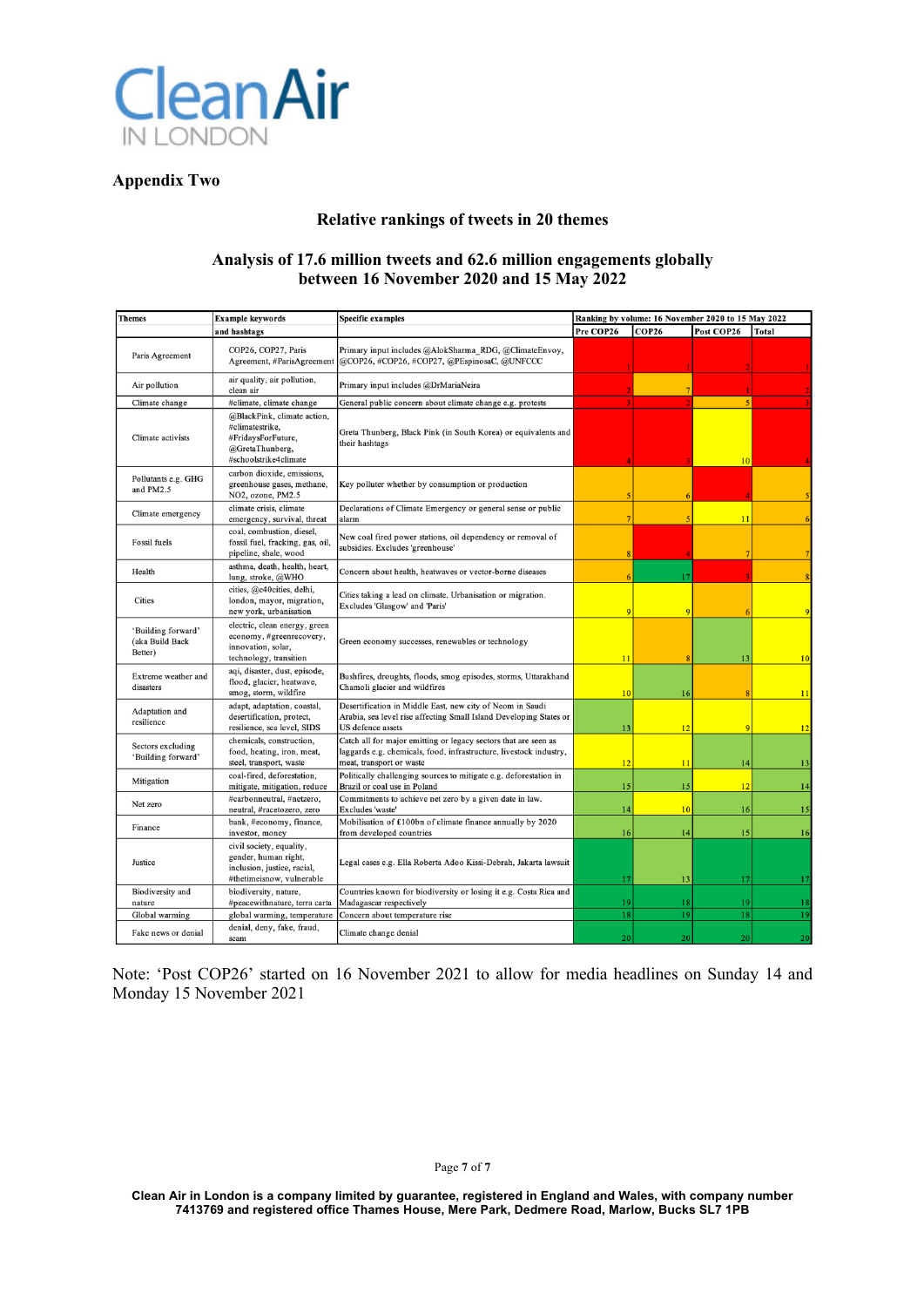CleanAir IN LONDON

## Appendix Two

### Relative rankings of tweets in 20 themes

### Analysis of 17.6 million tweets and 62.6 million engagements globally between 16 November 2020 and 15 May 2022

| Themes | Example keywords and hashtags | Specific examples | Ranking by volume: 16 November 2020 to 15 May 2022 | | | |
|---|---|---|---|---|---|---|
| | | | Pre COP26 | COP26 | Post COP26 | Total |
| Paris Agreement | COP26, COP27, Paris Agreement, #ParisAgreement | Primary input includes @AlokSharma_RDG, @ClimateEnvoy, @COP26, #COP26, #COP27, @PEspinosaC, @UNFCCC | 1 | 1 | 2 | 1 |
| Air pollution | air quality, air pollution, clean air | Primary input includes @DrMariaNeira | 2 | 7 | 1 | 2 |
| Climate change | #climate, climate change | General public concern about climate change e.g. protests | 3 | 2 | 5 | 3 |
| Climate activists | @BlackPink, climate action, #climatestrike, #FridaysForFuture, @GretaThunberg, #schoolstrike4climate | Greta Thunberg, Black Pink (in South Korea) or equivalents and their hashtags | 4 | 3 | 10 | 4 |
| Pollutants e.g. GHG and PM2.5 | carbon dioxide, emissions, greenhouse gases, methane, NO2, ozone, PM2.5 | Key polluter whether by consumption or production | 5 | 6 | 4 | 5 |
| Climate emergency | climate crisis, climate emergency, survival, threat | Declarations of Climate Emergency or general sense or public alarm | 7 | 5 | 11 | 6 |
| Fossil fuels | coal, combustion, diesel, fossil fuel, fracking, gas, oil, pipeline, shale, wood | New coal fired power stations, oil dependency or removal of subsidies. Excludes 'greenhouse' | 8 | 4 | 7 | 7 |
| Health | asthma, death, health, heart, lung, stroke, @WHO | Concern about health, heatwaves or vector-borne diseases | 6 | 17 | 3 | 8 |
| Cities | cities, @c40cities, delhi, london, mayor, migration, new york, urbanisation | Cities taking a lead on climate. Urbanisation or migration. Excludes 'Glasgow' and 'Paris' | 9 | 9 | 6 | 9 |
| 'Building forward' (aka Build Back Better) | electric, clean energy, green economy, #greenrecovery, innovation, solar, technology, transition | Green economy successes, renewables or technology | 11 | 8 | 13 | 10 |
| Extreme weather and disasters | aqi, disaster, dust, episode, flood, glacier, heatwave, smog, storm, wildfire | Bushfires, droughts, floods, smog episodes, storms, Uttarakhand Chamoli glacier and wildfires | 10 | 16 | 8 | 11 |
| Adaptation and resilience | adapt, adaptation, coastal, desertification, protect, resilience, sea level, SIDS | Desertification in Middle East, new city of Neom in Saudi Arabia, sea level rise affecting Small Island Developing States or US defence assets | 13 | 12 | 9 | 12 |
| Sectors excluding 'Building forward' | chemicals, construction, food, heating, iron, meat, steel, transport, waste | Catch all for major emitting or legacy sectors that are seen as laggards e.g. chemicals, food, infrastructure, livestock industry, meat, transport or waste | 12 | 11 | 14 | 13 |
| Mitigation | coal-fired, deforestation, mitigate, mitigation, reduce | Politically challenging sources to mitigate e.g. deforestation in Brazil or coal use in Poland | 15 | 15 | 12 | 14 |
| Net zero | #carbonneutral, #netzero, neutral, #racetozero, zero | Commitments to achieve net zero by a given date in law. Excludes 'waste' | 14 | 10 | 16 | 15 |
| Finance | bank, #economy, finance, investor, money | Mobilisation of £100bn of climate finance annually by 2020 from developed countries | 16 | 14 | 15 | 16 |
| Justice | civil society, equality, gender, human right, inclusion, justice, racial, #thetimeisnow, vulnerable | Legal cases e.g. Ella Roberta Adoo Kissi-Debrah, Jakarta lawsuit | 17 | 13 | 17 | 17 |
| Biodiversity and nature | biodiversity, nature, #peacewithnature, terra carta | Countries known for biodiversity or losing it e.g. Costa Rica and Madagascar respectively | 19 | 18 | 19 | 18 |
| Global warming | global warming, temperature | Concern about temperature rise | 18 | 19 | 18 | 19 |
| Fake news or denial | denial, deny, fake, fraud, scam | Climate change denial | 20 | 20 | 20 | 20 |

Note: 'Post COP26' started on 16 November 2021 to allow for media headlines on Sunday 14 and Monday 15 November 2021

**Clean Air in London is a company limited by guarantee, registered in England and Wales, with company number 7413769 and registered office Thames House, Mere Park, Dedmere Road, Marlow, Bucks SL7 1PB**